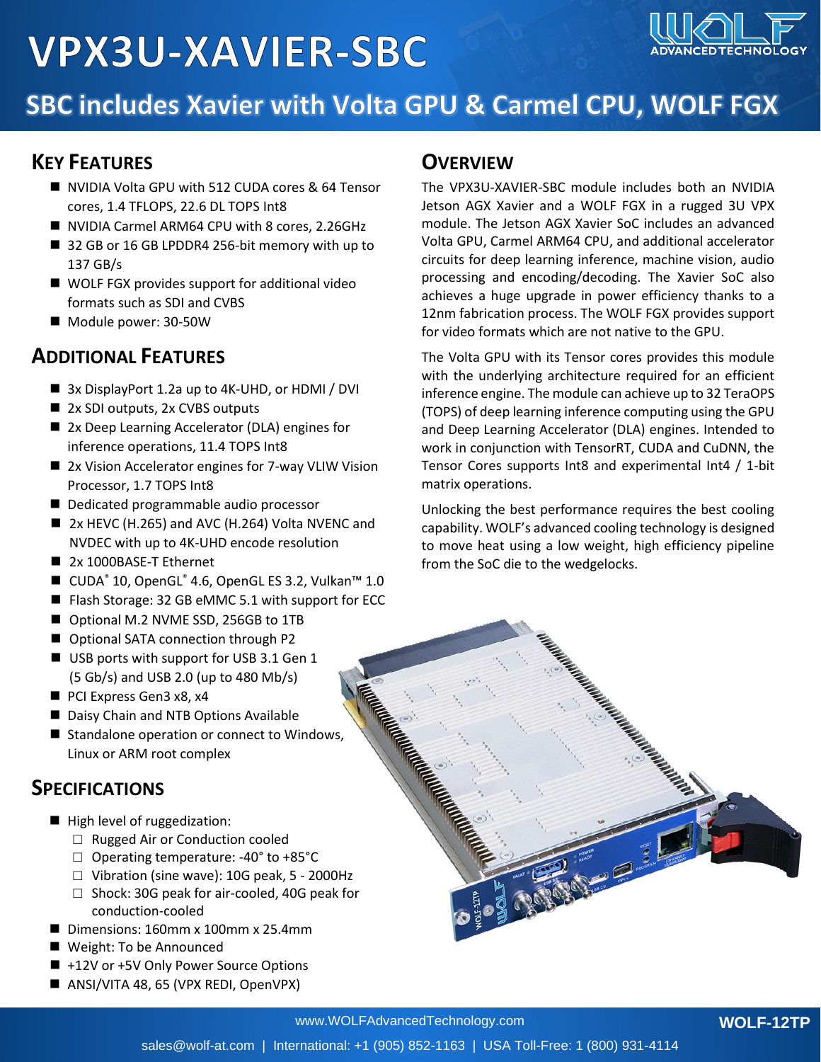# VPX3U-XAVIER-SBC

## SBC includes Xavier with Volta GPU & Carmel CPU, WOLF FGX

## Key Features

- NVIDIA Volta GPU with 512 CUDA cores & 64 Tensor cores, 1.4 TFLOPS, 22.6 DL TOPS Int8
- NVIDIA Carmel ARM64 CPU with 8 cores, 2.26GHz
- 32 GB or 16 GB LPDDR4 256-bit memory with up to 137 GB/s
- WOLF FGX provides support for additional video formats such as SDI and CVBS
- Module power: 30-50W

## Additional Features

- 3x DisplayPort 1.2a up to 4K-UHD, or HDMI / DVI
- 2x SDI outputs, 2x CVBS outputs
- 2x Deep Learning Accelerator (DLA) engines for inference operations, 11.4 TOPS Int8
- 2x Vision Accelerator engines for 7-way VLIW Vision Processor, 1.7 TOPS Int8
- Dedicated programmable audio processor
- 2x HEVC (H.265) and AVC (H.264) Volta NVENC and NVDEC with up to 4K-UHD encode resolution
- 2x 1000BASE-T Ethernet
- CUDA® 10, OpenGL® 4.6, OpenGL ES 3.2, Vulkan™ 1.0
- Flash Storage: 32 GB eMMC 5.1 with support for ECC
- Optional M.2 NVME SSD, 256GB to 1TB
- Optional SATA connection through P2
- USB ports with support for USB 3.1 Gen 1 (5 Gb/s) and USB 2.0 (up to 480 Mb/s)
- PCI Express Gen3 x8, x4
- Daisy Chain and NTB Options Available
- Standalone operation or connect to Windows, Linux or ARM root complex

## Specifications

- High level of ruggedization:
  - Rugged Air or Conduction cooled
  - Operating temperature: -40° to +85°C
  - Vibration (sine wave): 10G peak, 5 - 2000Hz
  - Shock: 30G peak for air-cooled, 40G peak for conduction-cooled
- Dimensions: 160mm x 100mm x 25.4mm
- Weight: To be Announced
- +12V or +5V Only Power Source Options
- ANSI/VITA 48, 65 (VPX REDI, OpenVPX)

## Overview

The VPX3U-XAVIER-SBC module includes both an NVIDIA Jetson AGX Xavier and a WOLF FGX in a rugged 3U VPX module. The Jetson AGX Xavier SoC includes an advanced Volta GPU, Carmel ARM64 CPU, and additional accelerator circuits for deep learning inference, machine vision, audio processing and encoding/decoding. The Xavier SoC also achieves a huge upgrade in power efficiency thanks to a 12nm fabrication process. The WOLF FGX provides support for video formats which are not native to the GPU.

The Volta GPU with its Tensor cores provides this module with the underlying architecture required for an efficient inference engine. The module can achieve up to 32 TeraOPS (TOPS) of deep learning inference computing using the GPU and Deep Learning Accelerator (DLA) engines. Intended to work in conjunction with TensorRT, CUDA and CuDNN, the Tensor Cores supports Int8 and experimental Int4 / 1-bit matrix operations.

Unlocking the best performance requires the best cooling capability. WOLF's advanced cooling technology is designed to move heat using a low weight, high efficiency pipeline from the SoC die to the wedgelocks.

www.WOLFAdvancedTechnology.com

sales@wolf-at.com | International: +1 (905) 852-1163 | USA Toll-Free: 1 (800) 931-4114

WOLF-12TP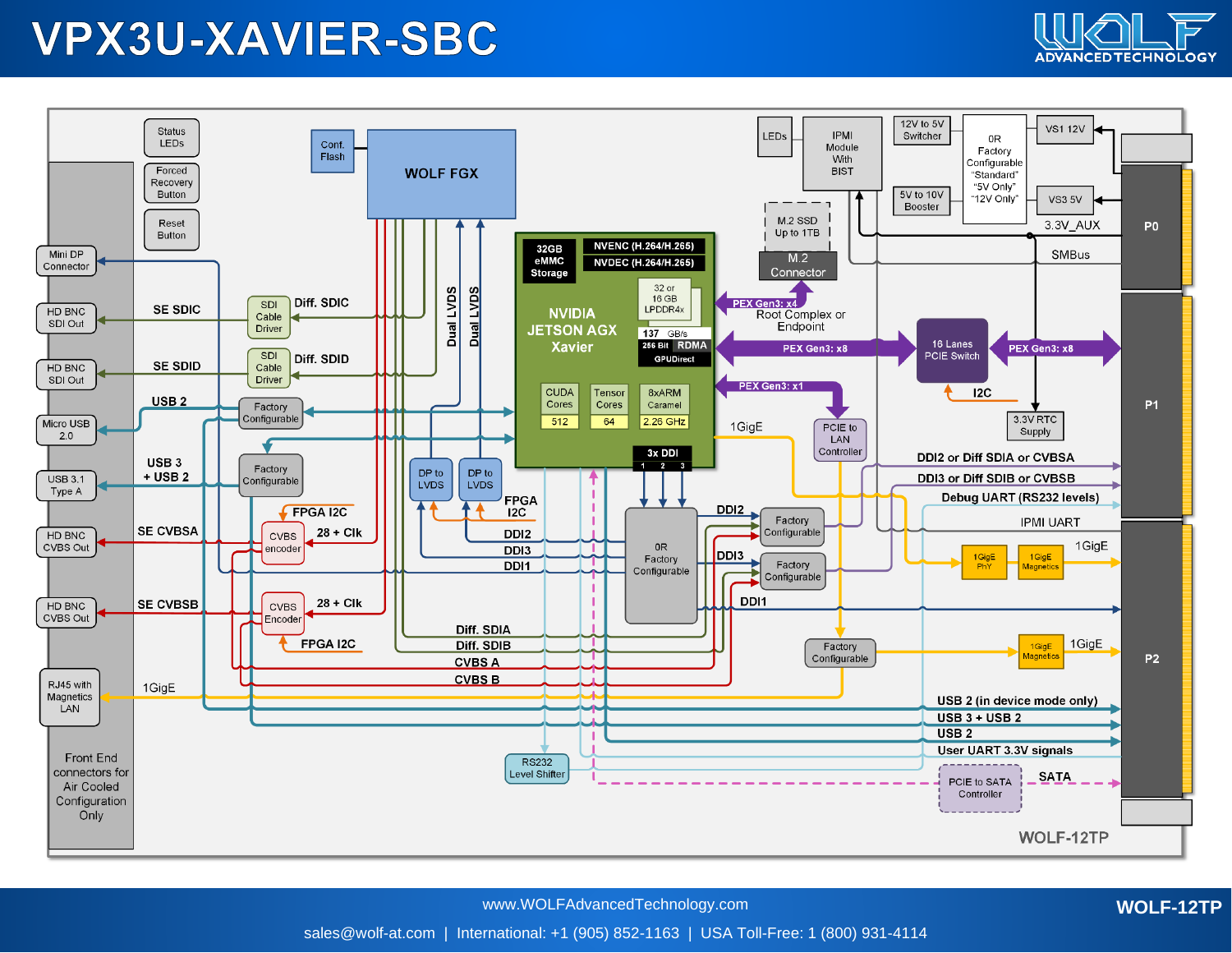# VPX3U-XAVIER-SBC

WOLF ADVANCED TECHNOLOGY

Status LEDs

Forced Recovery Button

Reset Button

Conf. Flash

WOLF FGX

Mini DP Connector

HD BNC SDI Out

SE SDIC

SDI Cable Driver

Diff. SDIC

HD BNC SDI Out

SE SDID

SDI Cable Driver

Diff. SDID

Micro USB 2.0

USB 2

Factory Configurable

USB 3.1 Type A

USB 3 + USB 2

Factory Configurable

HD BNC CVBS Out

SE CVBSA

CVBS encoder

FPGA I2C

28 + Clk

HD BNC CVBS Out

SE CVBSB

CVBS Encoder

28 + Clk

FPGA I2C

RJ45 with Magnetics LAN

1GigE

Front End connectors for Air Cooled Configuration Only

Dual LVDS

Dual LVDS

DP to LVDS

DP to LVDS

FPGA I2C

DDI2

DDI3

DDI1

Diff. SDIA

Diff. SDIB

CVBS A

CVBS B

RS232 Level Shifter

32GB eMMC Storage

NVENC (H.264/H.265)

NVDEC (H.264/H.265)

NVIDIA JETSON AGX Xavier

32 or 16 GB LPDDR4x

137 GB/s 256 Bit

RDMA GPUDirect

CUDA Cores 512

Tensor Cores 64

8xARM Caramel 2.26 GHz

3x DDI 1 2 3

0R Factory Configurable

DDI2

Factory Configurable

DDI3

Factory Configurable

DDI1

LEDs

IPMI Module With BIST

12V to 5V Switcher

5V to 10V Booster

0R Factory Configurable "Standard" "5V Only" "12V Only"

VS1 12V

VS3 5V

3.3V_AUX

SMBus

M.2 SSD Up to 1TB

M.2 Connector

PEX Gen3: x4

Root Complex or Endpoint

PEX Gen3: x8

16 Lanes PCIE Switch

PEX Gen3: x8

I2C

PEX Gen3: x1

3.3V RTC Supply

PCIE to LAN Controller

1GigE

DDI2 or Diff SDIA or CVBSA

DDI3 or Diff SDIB or CVBSB

Debug UART (RS232 levels)

IPMI UART

1GigE PHY

1GigE Magnetics

1GigE

Factory Configurable

1GigE Magnetics

1GigE

USB 2 (in device mode only)

USB 3 + USB 2

USB 2

User UART 3.3V signals

PCIE to SATA Controller

SATA

P0

P1

P2

WOLF-12TP

www.WOLFAdvancedTechnology.com

sales@wolf-at.com | International: +1 (905) 852-1163 | USA Toll-Free: 1 (800) 931-4114

WOLF-12TP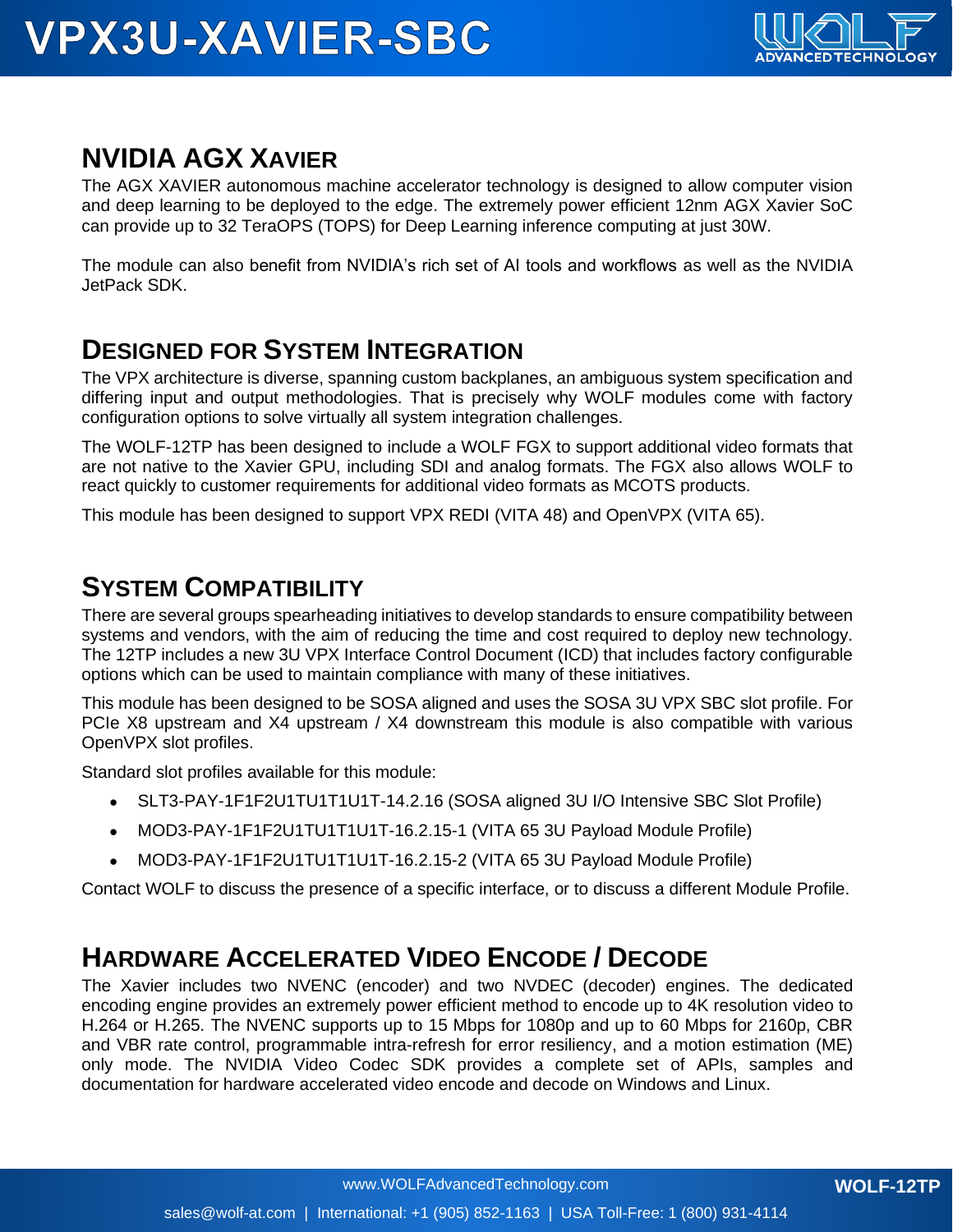## NVIDIA AGX Xavier

The AGX XAVIER autonomous machine accelerator technology is designed to allow computer vision and deep learning to be deployed to the edge. The extremely power efficient 12nm AGX Xavier SoC can provide up to 32 TeraOPS (TOPS) for Deep Learning inference computing at just 30W.

The module can also benefit from NVIDIA's rich set of AI tools and workflows as well as the NVIDIA JetPack SDK.

## Designed for System Integration

The VPX architecture is diverse, spanning custom backplanes, an ambiguous system specification and differing input and output methodologies. That is precisely why WOLF modules come with factory configuration options to solve virtually all system integration challenges.

The WOLF-12TP has been designed to include a WOLF FGX to support additional video formats that are not native to the Xavier GPU, including SDI and analog formats. The FGX also allows WOLF to react quickly to customer requirements for additional video formats as MCOTS products.

This module has been designed to support VPX REDI (VITA 48) and OpenVPX (VITA 65).

## System Compatibility

There are several groups spearheading initiatives to develop standards to ensure compatibility between systems and vendors, with the aim of reducing the time and cost required to deploy new technology. The 12TP includes a new 3U VPX Interface Control Document (ICD) that includes factory configurable options which can be used to maintain compliance with many of these initiatives.

This module has been designed to be SOSA aligned and uses the SOSA 3U VPX SBC slot profile. For PCIe X8 upstream and X4 upstream / X4 downstream this module is also compatible with various OpenVPX slot profiles.

Standard slot profiles available for this module:

- SLT3-PAY-1F1F2U1TU1T1U1T-14.2.16 (SOSA aligned 3U I/O Intensive SBC Slot Profile)
- MOD3-PAY-1F1F2U1TU1T1U1T-16.2.15-1 (VITA 65 3U Payload Module Profile)
- MOD3-PAY-1F1F2U1TU1T1U1T-16.2.15-2 (VITA 65 3U Payload Module Profile)

Contact WOLF to discuss the presence of a specific interface, or to discuss a different Module Profile.

## Hardware Accelerated Video Encode / Decode

The Xavier includes two NVENC (encoder) and two NVDEC (decoder) engines. The dedicated encoding engine provides an extremely power efficient method to encode up to 4K resolution video to H.264 or H.265. The NVENC supports up to 15 Mbps for 1080p and up to 60 Mbps for 2160p, CBR and VBR rate control, programmable intra-refresh for error resiliency, and a motion estimation (ME) only mode. The NVIDIA Video Codec SDK provides a complete set of APIs, samples and documentation for hardware accelerated video encode and decode on Windows and Linux.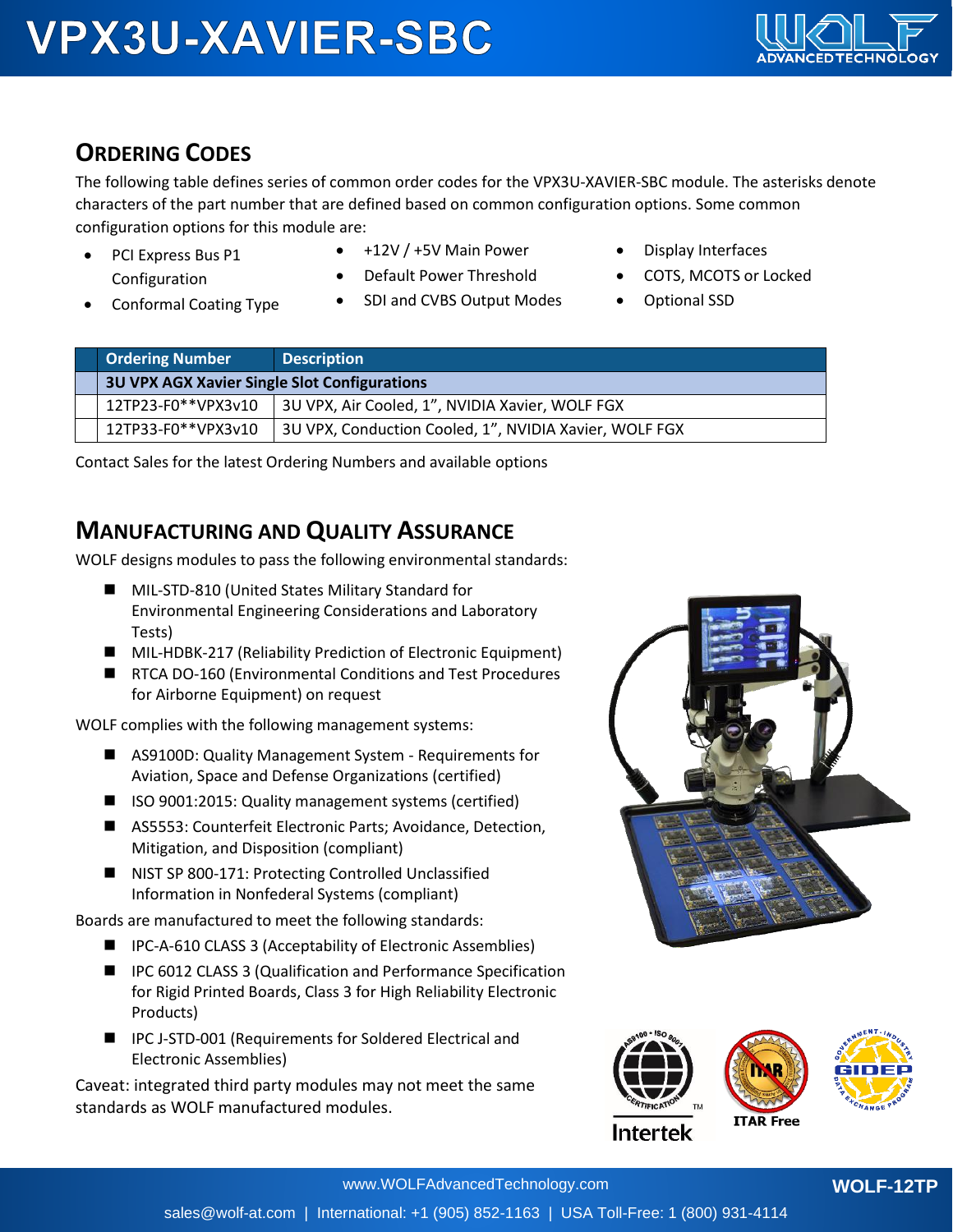## Ordering Codes

The following table defines series of common order codes for the VPX3U-XAVIER-SBC module. The asterisks denote characters of the part number that are defined based on common configuration options. Some common configuration options for this module are:

- PCI Express Bus P1 Configuration
- Conformal Coating Type
- +12V / +5V Main Power
- Default Power Threshold
- SDI and CVBS Output Modes
- Display Interfaces
- COTS, MCOTS or Locked
- Optional SSD

| | Ordering Number | Description |
|---|---|---|
| | **3U VPX AGX Xavier Single Slot Configurations** | |
| | 12TP23-F0**VPX3v10 | 3U VPX, Air Cooled, 1”, NVIDIA Xavier, WOLF FGX |
| | 12TP33-F0**VPX3v10 | 3U VPX, Conduction Cooled, 1”, NVIDIA Xavier, WOLF FGX |

Contact Sales for the latest Ordering Numbers and available options

## Manufacturing and Quality Assurance

WOLF designs modules to pass the following environmental standards:

- MIL-STD-810 (United States Military Standard for Environmental Engineering Considerations and Laboratory Tests)
- MIL-HDBK-217 (Reliability Prediction of Electronic Equipment)
- RTCA DO-160 (Environmental Conditions and Test Procedures for Airborne Equipment) on request

WOLF complies with the following management systems:

- AS9100D: Quality Management System - Requirements for Aviation, Space and Defense Organizations (certified)
- ISO 9001:2015: Quality management systems (certified)
- AS5553: Counterfeit Electronic Parts; Avoidance, Detection, Mitigation, and Disposition (compliant)
- NIST SP 800-171: Protecting Controlled Unclassified Information in Nonfederal Systems (compliant)

Boards are manufactured to meet the following standards:

- IPC-A-610 CLASS 3 (Acceptability of Electronic Assemblies)
- IPC 6012 CLASS 3 (Qualification and Performance Specification for Rigid Printed Boards, Class 3 for High Reliability Electronic Products)
- IPC J-STD-001 (Requirements for Soldered Electrical and Electronic Assemblies)

Caveat: integrated third party modules may not meet the same standards as WOLF manufactured modules.

ITAR Free

www.WOLFAdvancedTechnology.com

sales@wolf-at.com | International: +1 (905) 852-1163 | USA Toll-Free: 1 (800) 931-4114